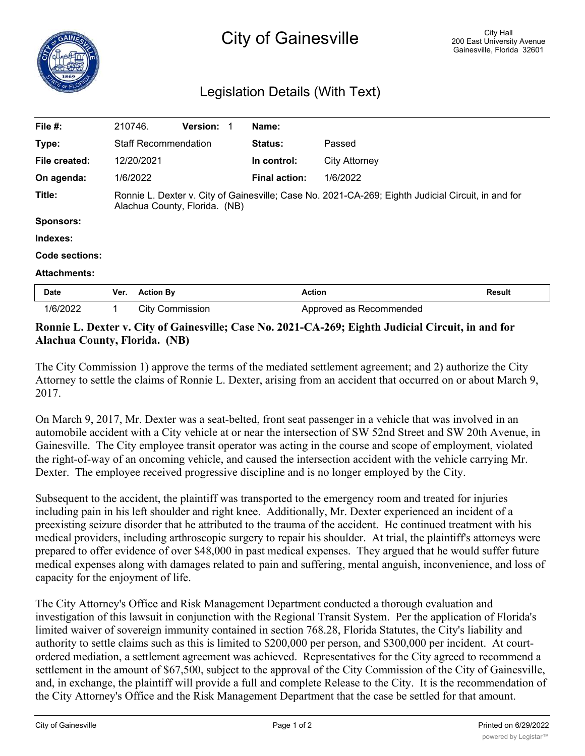# City of Gainesville

City Hall
200 East University Avenue
Gainesville, Florida 32601

## Legislation Details (With Text)

| | | | |
|---|---|---|---|
| **File #:** | 210746. **Version:** 1 | **Name:** | |
| **Type:** | Staff Recommendation | **Status:** | Passed |
| **File created:** | 12/20/2021 | **In control:** | City Attorney |
| **On agenda:** | 1/6/2022 | **Final action:** | 1/6/2022 |
| **Title:** | Ronnie L. Dexter v. City of Gainesville; Case No. 2021-CA-269; Eighth Judicial Circuit, in and for Alachua County, Florida. (NB) | | |
| **Sponsors:** | | | |
| **Indexes:** | | | |
| **Code sections:** | | | |
| **Attachments:** | | | |

| Date | Ver. | Action By | Action | Result |
|---|---|---|---|---|
| 1/6/2022 | 1 | City Commission | Approved as Recommended | |

**Ronnie L. Dexter v. City of Gainesville; Case No. 2021-CA-269; Eighth Judicial Circuit, in and for Alachua County, Florida. (NB)**

The City Commission 1) approve the terms of the mediated settlement agreement; and 2) authorize the City Attorney to settle the claims of Ronnie L. Dexter, arising from an accident that occurred on or about March 9, 2017.

On March 9, 2017, Mr. Dexter was a seat-belted, front seat passenger in a vehicle that was involved in an automobile accident with a City vehicle at or near the intersection of SW 52nd Street and SW 20th Avenue, in Gainesville. The City employee transit operator was acting in the course and scope of employment, violated the right-of-way of an oncoming vehicle, and caused the intersection accident with the vehicle carrying Mr. Dexter. The employee received progressive discipline and is no longer employed by the City.

Subsequent to the accident, the plaintiff was transported to the emergency room and treated for injuries including pain in his left shoulder and right knee. Additionally, Mr. Dexter experienced an incident of a preexisting seizure disorder that he attributed to the trauma of the accident. He continued treatment with his medical providers, including arthroscopic surgery to repair his shoulder. At trial, the plaintiff's attorneys were prepared to offer evidence of over $48,000 in past medical expenses. They argued that he would suffer future medical expenses along with damages related to pain and suffering, mental anguish, inconvenience, and loss of capacity for the enjoyment of life.

The City Attorney's Office and Risk Management Department conducted a thorough evaluation and investigation of this lawsuit in conjunction with the Regional Transit System. Per the application of Florida's limited waiver of sovereign immunity contained in section 768.28, Florida Statutes, the City's liability and authority to settle claims such as this is limited to $200,000 per person, and $300,000 per incident. At court-ordered mediation, a settlement agreement was achieved. Representatives for the City agreed to recommend a settlement in the amount of $67,500, subject to the approval of the City Commission of the City of Gainesville, and, in exchange, the plaintiff will provide a full and complete Release to the City. It is the recommendation of the City Attorney's Office and the Risk Management Department that the case be settled for that amount.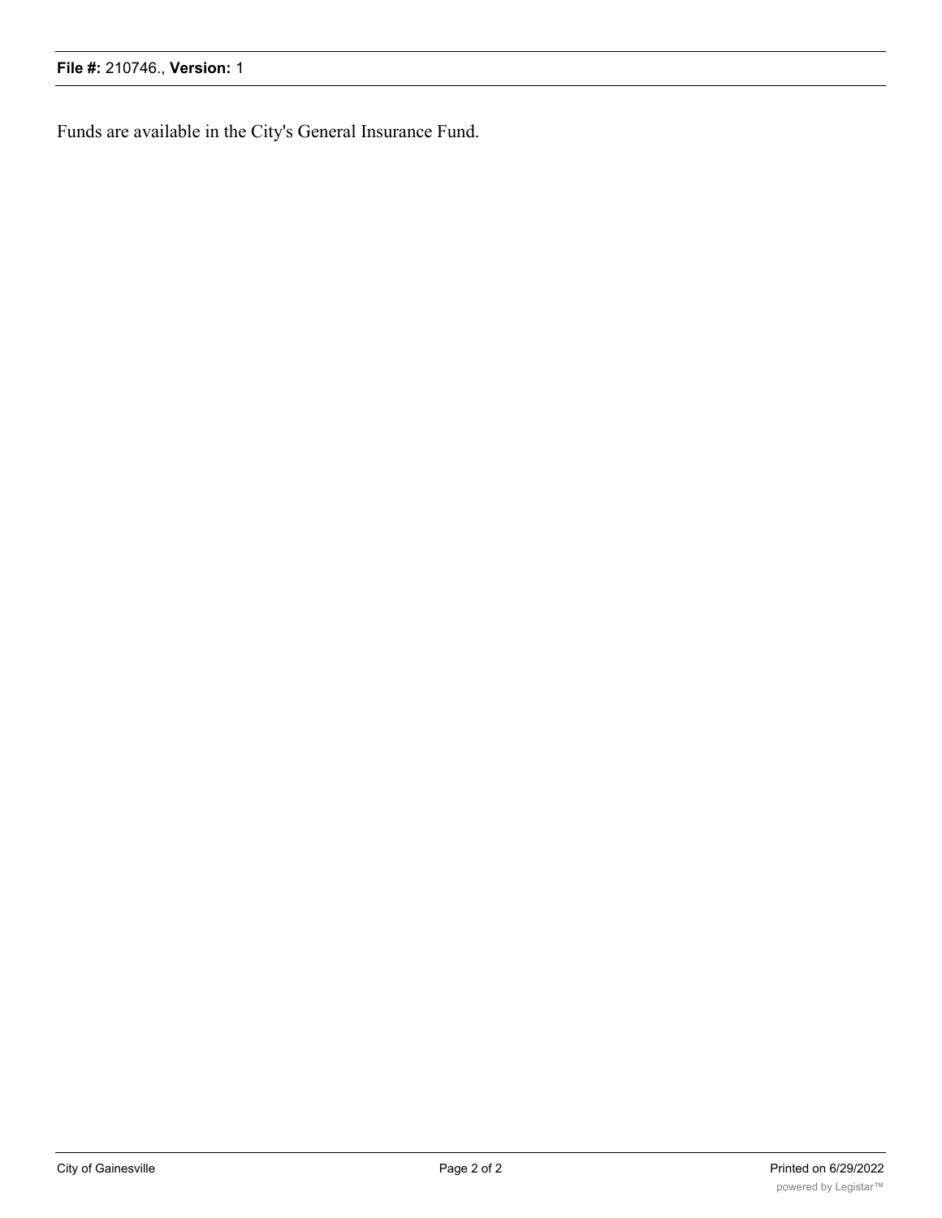Funds are available in the City's General Insurance Fund.